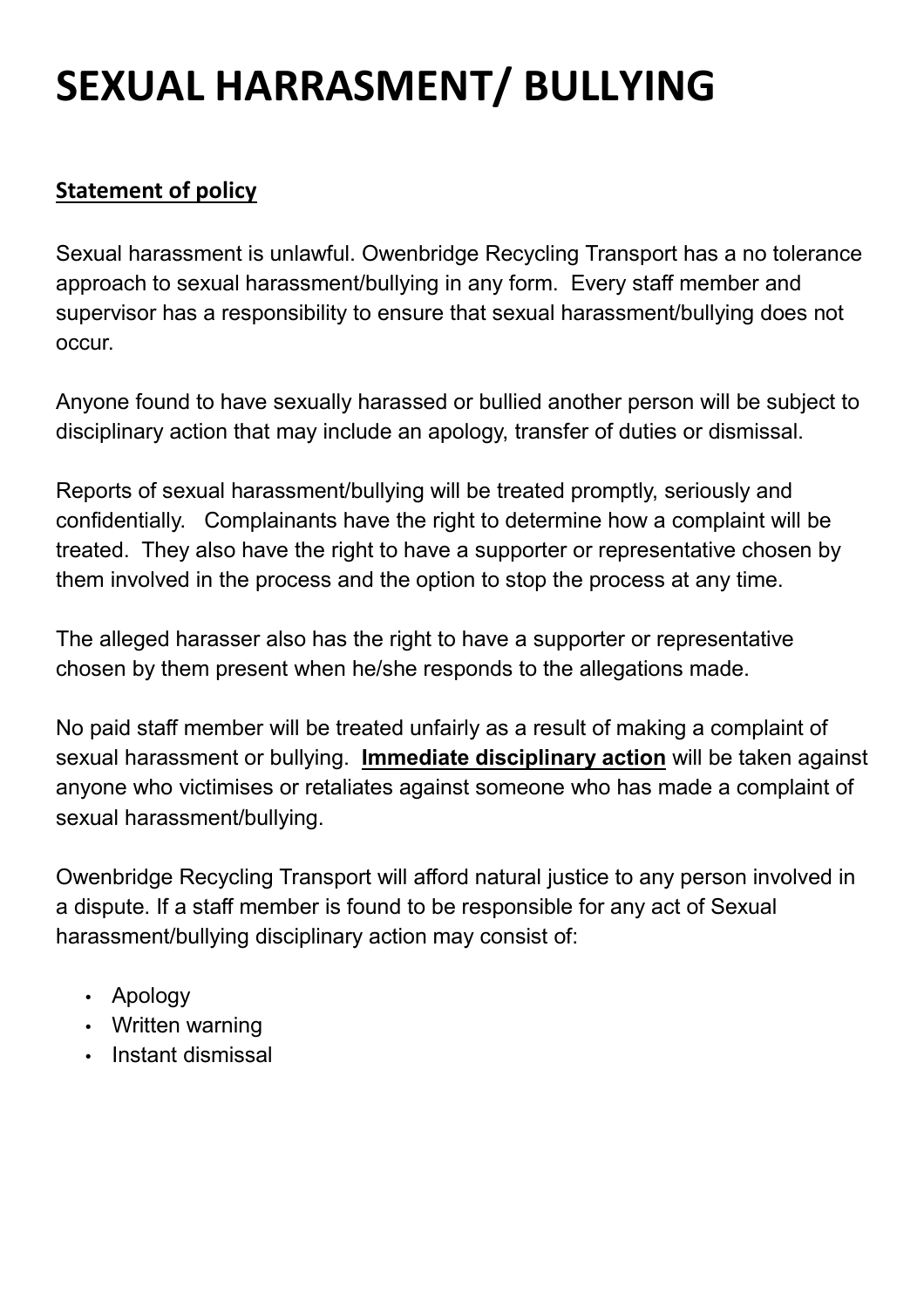# SEXUAL HARRASMENT/ BULLYING

**Statement of policy**

Sexual harassment is unlawful. Owenbridge Recycling Transport has a no tolerance approach to sexual harassment/bullying in any form. Every staff member and supervisor has a responsibility to ensure that sexual harassment/bullying does not occur.

Anyone found to have sexually harassed or bullied another person will be subject to disciplinary action that may include an apology, transfer of duties or dismissal.

Reports of sexual harassment/bullying will be treated promptly, seriously and confidentially. Complainants have the right to determine how a complaint will be treated. They also have the right to have a supporter or representative chosen by them involved in the process and the option to stop the process at any time.

The alleged harasser also has the right to have a supporter or representative chosen by them present when he/she responds to the allegations made.

No paid staff member will be treated unfairly as a result of making a complaint of sexual harassment or bullying. **Immediate disciplinary action** will be taken against anyone who victimises or retaliates against someone who has made a complaint of sexual harassment/bullying.

Owenbridge Recycling Transport will afford natural justice to any person involved in a dispute. If a staff member is found to be responsible for any act of Sexual harassment/bullying disciplinary action may consist of:

- Apology
- Written warning
- Instant dismissal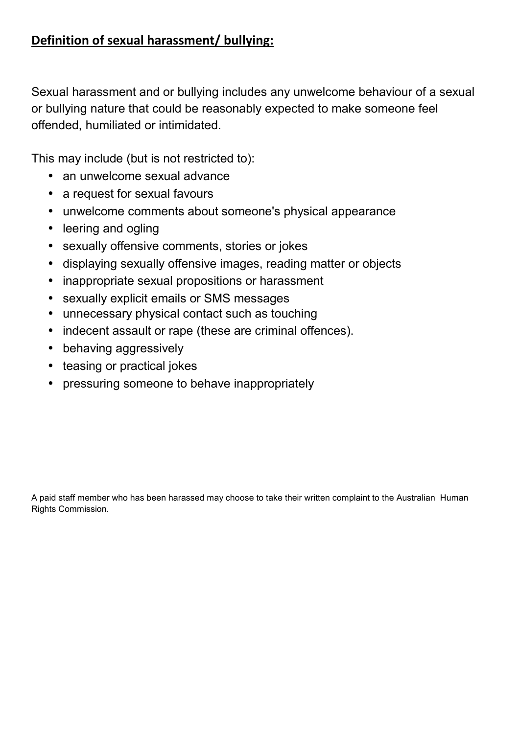## **Definition of sexual harassment/ bullying:**

Sexual harassment and or bullying includes any unwelcome behaviour of a sexual or bullying nature that could be reasonably expected to make someone feel offended, humiliated or intimidated.

This may include (but is not restricted to):

- an unwelcome sexual advance
- a request for sexual favours
- unwelcome comments about someone's physical appearance
- leering and ogling
- sexually offensive comments, stories or jokes
- displaying sexually offensive images, reading matter or objects
- inappropriate sexual propositions or harassment
- sexually explicit emails or SMS messages
- unnecessary physical contact such as touching
- indecent assault or rape (these are criminal offences).
- behaving aggressively
- teasing or practical jokes
- pressuring someone to behave inappropriately

A paid staff member who has been harassed may choose to take their written complaint to the Australian Human Rights Commission.